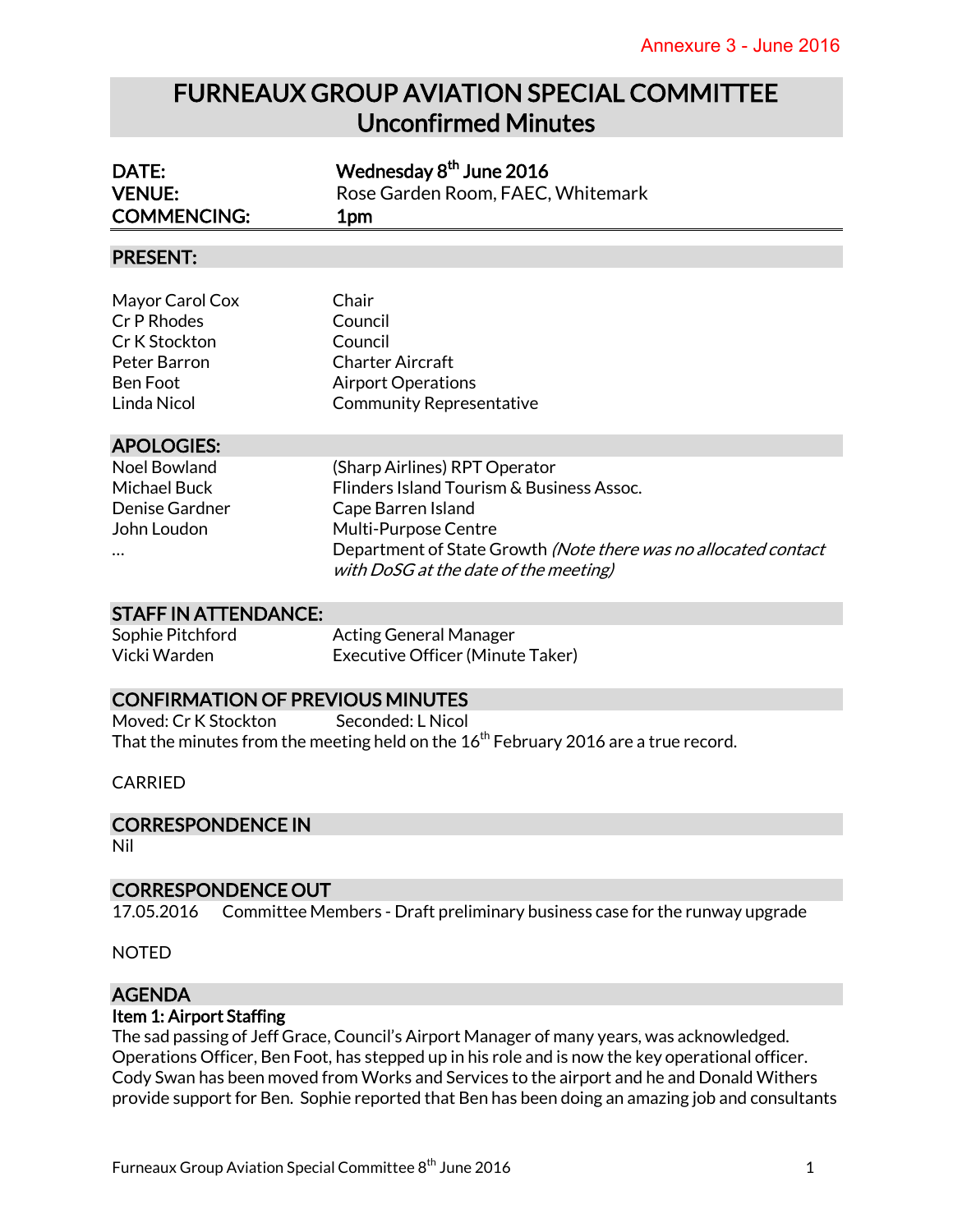Annexure 3 - June 2016

# FURNEAUX GROUP AVIATION SPECIAL COMMITTEE
# Unconfirmed Minutes

| | |
|---|---|
| **DATE:** | **Wednesday 8th June 2016** |
| **VENUE:** | Rose Garden Room, FAEC, Whitemark |
| **COMMENCING:** | **1pm** |

## PRESENT:

| | |
|---|---|
| Mayor Carol Cox | Chair |
| Cr P Rhodes | Council |
| Cr K Stockton | Council |
| Peter Barron | Charter Aircraft |
| Ben Foot | Airport Operations |
| Linda Nicol | Community Representative |

## APOLOGIES:

| | |
|---|---|
| Noel Bowland | (Sharp Airlines) RPT Operator |
| Michael Buck | Flinders Island Tourism & Business Assoc. |
| Denise Gardner | Cape Barren Island |
| John Loudon | Multi-Purpose Centre |
| … | Department of State Growth *(Note there was no allocated contact with DoSG at the date of the meeting)* |

## STAFF IN ATTENDANCE:

| | |
|---|---|
| Sophie Pitchford | Acting General Manager |
| Vicki Warden | Executive Officer (Minute Taker) |

## CONFIRMATION OF PREVIOUS MINUTES

Moved: Cr K Stockton Seconded: L Nicol

That the minutes from the meeting held on the 16th February 2016 are a true record.

CARRIED

## CORRESPONDENCE IN

Nil

## CORRESPONDENCE OUT

17.05.2016 Committee Members - Draft preliminary business case for the runway upgrade

NOTED

## AGENDA

### Item 1: Airport Staffing

The sad passing of Jeff Grace, Council's Airport Manager of many years, was acknowledged. Operations Officer, Ben Foot, has stepped up in his role and is now the key operational officer. Cody Swan has been moved from Works and Services to the airport and he and Donald Withers provide support for Ben. Sophie reported that Ben has been doing an amazing job and consultants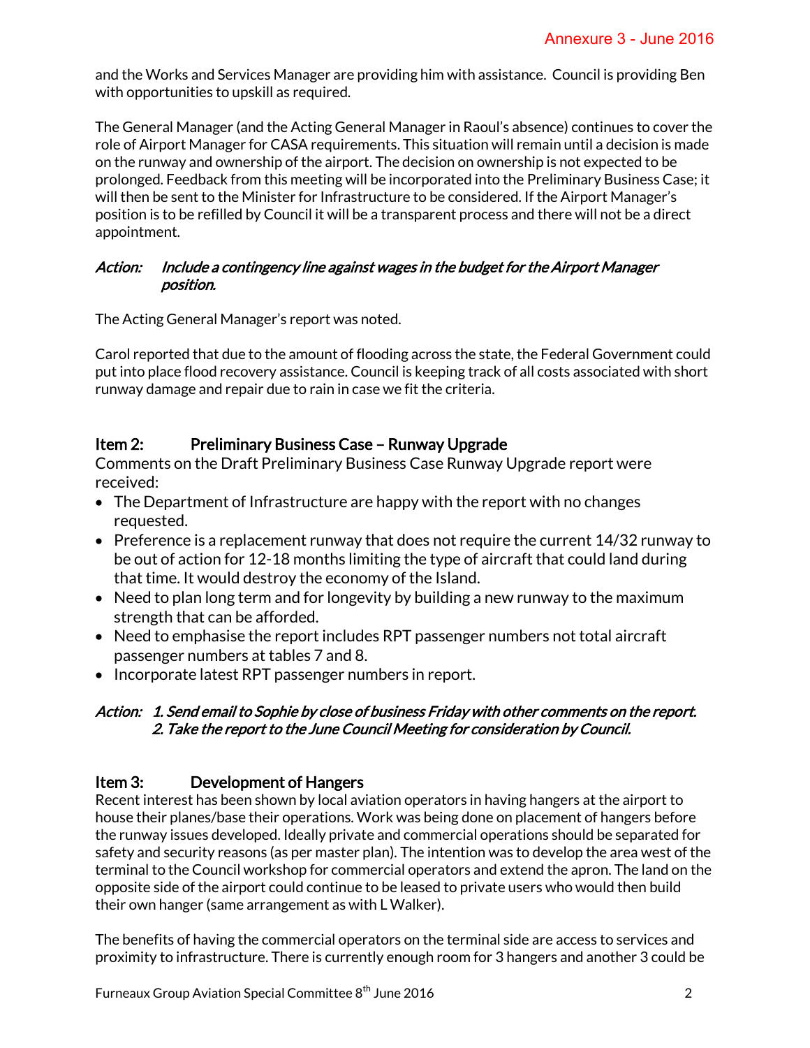and the Works and Services Manager are providing him with assistance. Council is providing Ben with opportunities to upskill as required.

The General Manager (and the Acting General Manager in Raoul's absence) continues to cover the role of Airport Manager for CASA requirements. This situation will remain until a decision is made on the runway and ownership of the airport. The decision on ownership is not expected to be prolonged. Feedback from this meeting will be incorporated into the Preliminary Business Case; it will then be sent to the Minister for Infrastructure to be considered. If the Airport Manager's position is to be refilled by Council it will be a transparent process and there will not be a direct appointment.

*Action: Include a contingency line against wages in the budget for the Airport Manager position.*

The Acting General Manager's report was noted.

Carol reported that due to the amount of flooding across the state, the Federal Government could put into place flood recovery assistance. Council is keeping track of all costs associated with short runway damage and repair due to rain in case we fit the criteria.

## Item 2: Preliminary Business Case – Runway Upgrade

Comments on the Draft Preliminary Business Case Runway Upgrade report were received:

- The Department of Infrastructure are happy with the report with no changes requested.
- Preference is a replacement runway that does not require the current 14/32 runway to be out of action for 12-18 months limiting the type of aircraft that could land during that time. It would destroy the economy of the Island.
- Need to plan long term and for longevity by building a new runway to the maximum strength that can be afforded.
- Need to emphasise the report includes RPT passenger numbers not total aircraft passenger numbers at tables 7 and 8.
- Incorporate latest RPT passenger numbers in report.

*Action: 1. Send email to Sophie by close of business Friday with other comments on the report.*
*2. Take the report to the June Council Meeting for consideration by Council.*

## Item 3: Development of Hangers

Recent interest has been shown by local aviation operators in having hangers at the airport to house their planes/base their operations. Work was being done on placement of hangers before the runway issues developed. Ideally private and commercial operations should be separated for safety and security reasons (as per master plan). The intention was to develop the area west of the terminal to the Council workshop for commercial operators and extend the apron. The land on the opposite side of the airport could continue to be leased to private users who would then build their own hanger (same arrangement as with L Walker).

The benefits of having the commercial operators on the terminal side are access to services and proximity to infrastructure. There is currently enough room for 3 hangers and another 3 could be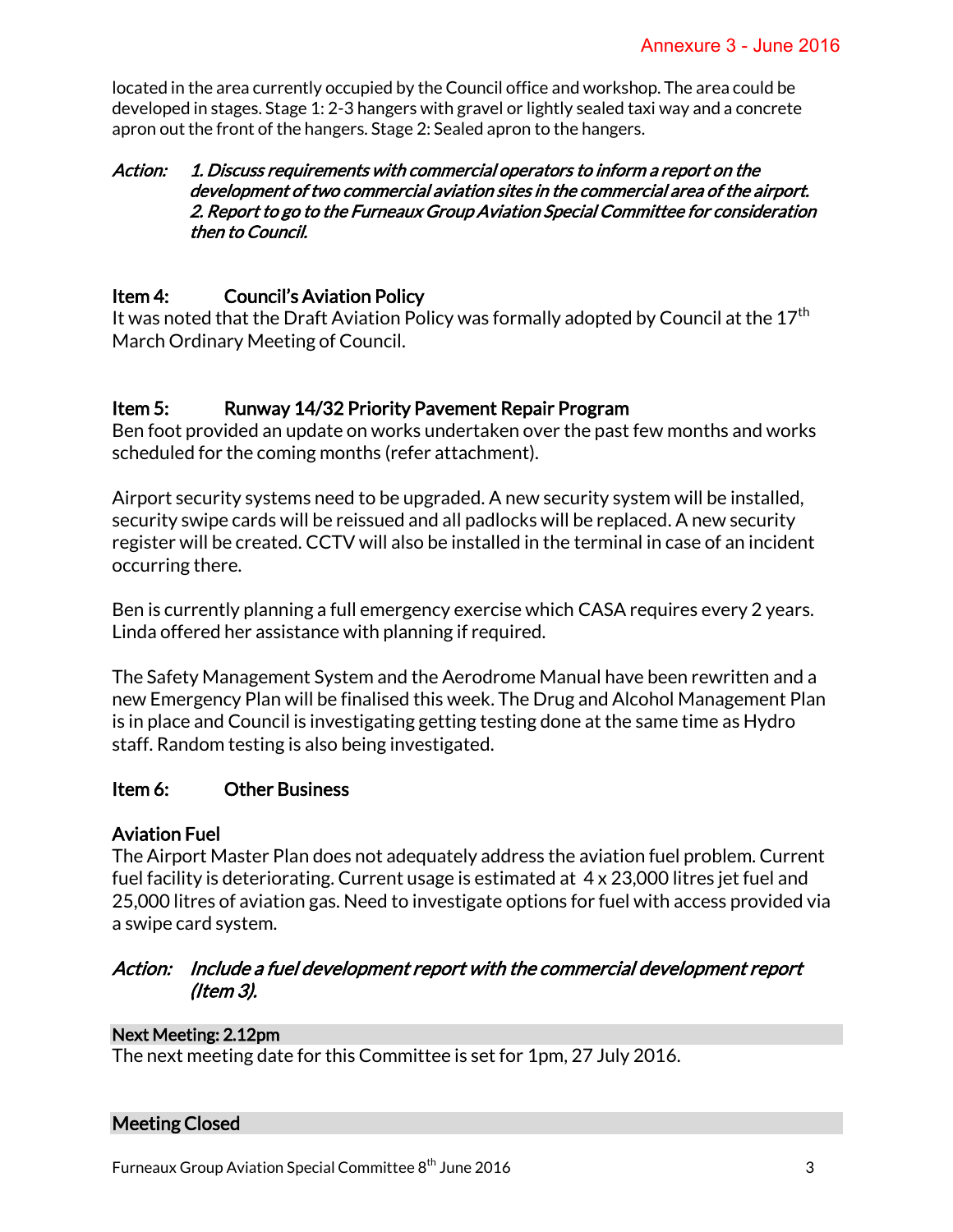located in the area currently occupied by the Council office and workshop. The area could be developed in stages. Stage 1: 2-3 hangers with gravel or lightly sealed taxi way and a concrete apron out the front of the hangers. Stage 2: Sealed apron to the hangers.

*Action: 1. Discuss requirements with commercial operators to inform a report on the development of two commercial aviation sites in the commercial area of the airport. 2. Report to go to the Furneaux Group Aviation Special Committee for consideration then to Council.*

## Item 4: Council's Aviation Policy

It was noted that the Draft Aviation Policy was formally adopted by Council at the 17th March Ordinary Meeting of Council.

## Item 5: Runway 14/32 Priority Pavement Repair Program

Ben foot provided an update on works undertaken over the past few months and works scheduled for the coming months (refer attachment).

Airport security systems need to be upgraded. A new security system will be installed, security swipe cards will be reissued and all padlocks will be replaced. A new security register will be created. CCTV will also be installed in the terminal in case of an incident occurring there.

Ben is currently planning a full emergency exercise which CASA requires every 2 years. Linda offered her assistance with planning if required.

The Safety Management System and the Aerodrome Manual have been rewritten and a new Emergency Plan will be finalised this week. The Drug and Alcohol Management Plan is in place and Council is investigating getting testing done at the same time as Hydro staff. Random testing is also being investigated.

## Item 6: Other Business

### Aviation Fuel

The Airport Master Plan does not adequately address the aviation fuel problem. Current fuel facility is deteriorating. Current usage is estimated at 4 x 23,000 litres jet fuel and 25,000 litres of aviation gas. Need to investigate options for fuel with access provided via a swipe card system.

*Action: Include a fuel development report with the commercial development report (Item 3).*

**Next Meeting: 2.12pm**

The next meeting date for this Committee is set for 1pm, 27 July 2016.

**Meeting Closed**